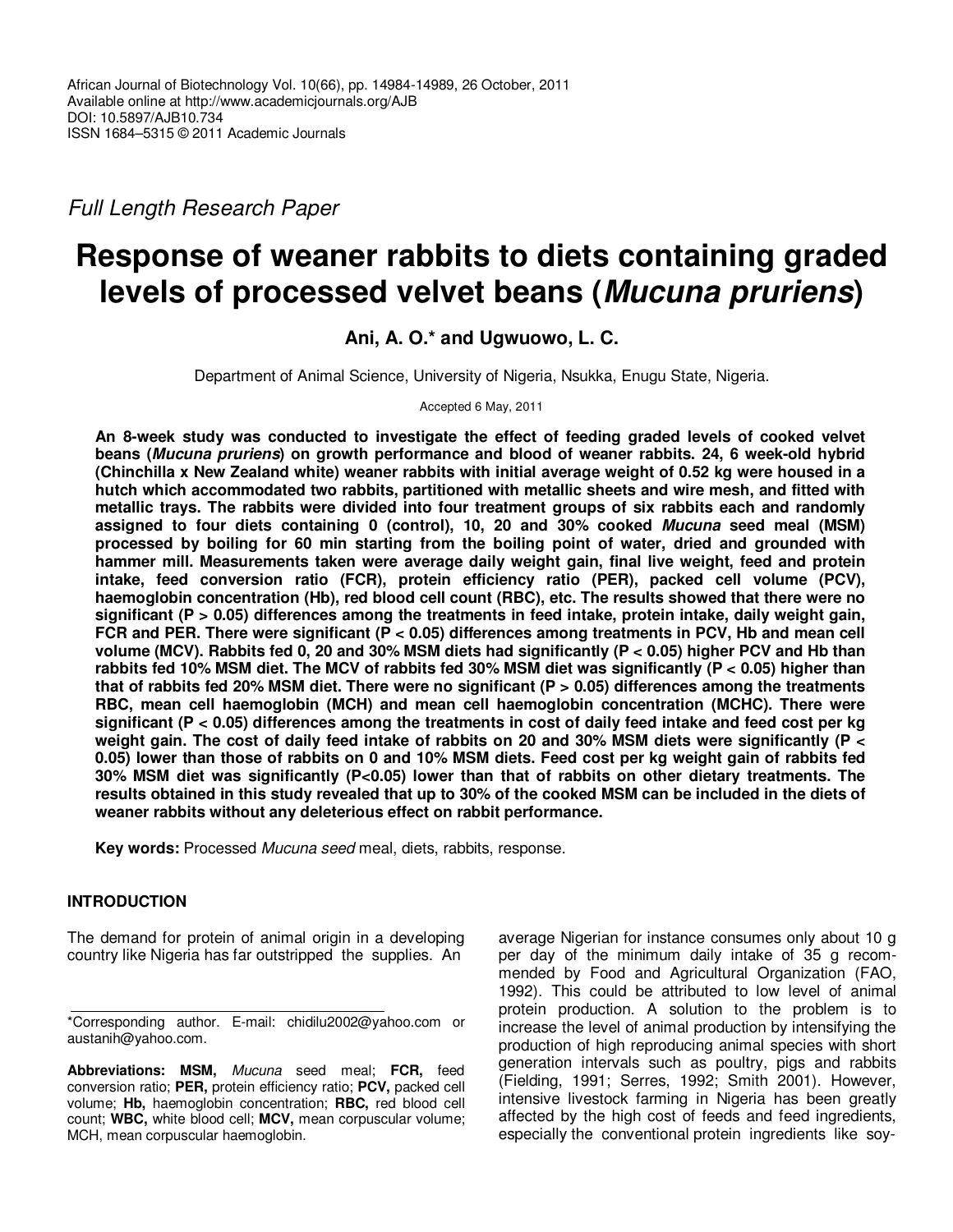African Journal of Biotechnology Vol. 10(66), pp. 14984-14989, 26 October, 2011
Available online at http://www.academicjournals.org/AJB
DOI: 10.5897/AJB10.734
ISSN 1684–5315 © 2011 Academic Journals

*Full Length Research Paper*

# Response of weaner rabbits to diets containing graded levels of processed velvet beans (*Mucuna pruriens*)

**Ani, A. O.* and Ugwuowo, L. C.**

Department of Animal Science, University of Nigeria, Nsukka, Enugu State, Nigeria.

Accepted 6 May, 2011

**An 8-week study was conducted to investigate the effect of feeding graded levels of cooked velvet beans (*Mucuna pruriens*) on growth performance and blood of weaner rabbits. 24, 6 week-old hybrid (Chinchilla x New Zealand white) weaner rabbits with initial average weight of 0.52 kg were housed in a hutch which accommodated two rabbits, partitioned with metallic sheets and wire mesh, and fitted with metallic trays. The rabbits were divided into four treatment groups of six rabbits each and randomly assigned to four diets containing 0 (control), 10, 20 and 30% cooked *Mucuna* seed meal (MSM) processed by boiling for 60 min starting from the boiling point of water, dried and grounded with hammer mill. Measurements taken were average daily weight gain, final live weight, feed and protein intake, feed conversion ratio (FCR), protein efficiency ratio (PER), packed cell volume (PCV), haemoglobin concentration (Hb), red blood cell count (RBC), etc. The results showed that there were no significant ($P > 0.05$) differences among the treatments in feed intake, protein intake, daily weight gain, FCR and PER. There were significant ($P < 0.05$) differences among treatments in PCV, Hb and mean cell volume (MCV). Rabbits fed 0, 20 and 30% MSM diets had significantly ($P < 0.05$) higher PCV and Hb than rabbits fed 10% MSM diet. The MCV of rabbits fed 30% MSM diet was significantly ($P < 0.05$) higher than that of rabbits fed 20% MSM diet. There were no significant ($P > 0.05$) differences among the treatments RBC, mean cell haemoglobin (MCH) and mean cell haemoglobin concentration (MCHC). There were significant ($P < 0.05$) differences among the treatments in cost of daily feed intake and feed cost per kg weight gain. The cost of daily feed intake of rabbits on 20 and 30% MSM diets were significantly ($P < 0.05$) lower than those of rabbits on 0 and 10% MSM diets. Feed cost per kg weight gain of rabbits fed 30% MSM diet was significantly ($P<0.05$) lower than that of rabbits on other dietary treatments. The results obtained in this study revealed that up to 30% of the cooked MSM can be included in the diets of weaner rabbits without any deleterious effect on rabbit performance.**

**Key words:** Processed *Mucuna seed* meal, diets, rabbits, response.

## INTRODUCTION

The demand for protein of animal origin in a developing country like Nigeria has far outstripped the supplies. An average Nigerian for instance consumes only about 10 g per day of the minimum daily intake of 35 g recommended by Food and Agricultural Organization (FAO, 1992). This could be attributed to low level of animal protein production. A solution to the problem is to increase the level of animal production by intensifying the production of high reproducing animal species with short generation intervals such as poultry, pigs and rabbits (Fielding, 1991; Serres, 1992; Smith 2001). However, intensive livestock farming in Nigeria has been greatly affected by the high cost of feeds and feed ingredients, especially the conventional protein ingredients like soy-

*Corresponding author. E-mail: chidilu2002@yahoo.com or austanih@yahoo.com.

**Abbreviations: MSM,** *Mucuna* seed meal; **FCR,** feed conversion ratio; **PER,** protein efficiency ratio; **PCV,** packed cell volume; **Hb,** haemoglobin concentration; **RBC,** red blood cell count; **WBC,** white blood cell; **MCV,** mean corpuscular volume; MCH, mean corpuscular haemoglobin.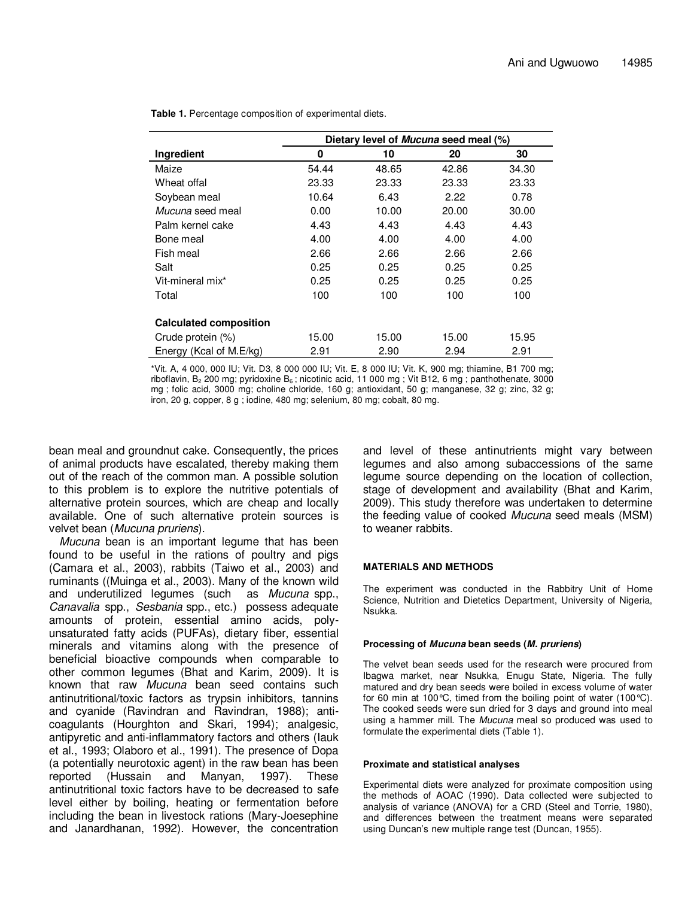**Table 1.** Percentage composition of experimental diets.

| Ingredient | Dietary level of *Mucuna* seed meal (%) | | | |
|---|---|---|---|---|
| | 0 | 10 | 20 | 30 |
| Maize | 54.44 | 48.65 | 42.86 | 34.30 |
| Wheat offal | 23.33 | 23.33 | 23.33 | 23.33 |
| Soybean meal | 10.64 | 6.43 | 2.22 | 0.78 |
| *Mucuna* seed meal | 0.00 | 10.00 | 20.00 | 30.00 |
| Palm kernel cake | 4.43 | 4.43 | 4.43 | 4.43 |
| Bone meal | 4.00 | 4.00 | 4.00 | 4.00 |
| Fish meal | 2.66 | 2.66 | 2.66 | 2.66 |
| Salt | 0.25 | 0.25 | 0.25 | 0.25 |
| Vit-mineral mix* | 0.25 | 0.25 | 0.25 | 0.25 |
| Total | 100 | 100 | 100 | 100 |
| **Calculated composition** | | | | |
| Crude protein (%) | 15.00 | 15.00 | 15.00 | 15.95 |
| Energy (Kcal of M.E/kg) | 2.91 | 2.90 | 2.94 | 2.91 |

*Vit. A, 4 000, 000 IU; Vit. D3, 8 000 000 IU; Vit. E, 8 000 IU; Vit. K, 900 mg; thiamine, B1 700 mg; riboflavin, $B_2$ 200 mg; pyridoxine $B_6$ ; nicotinic acid, 11 000 mg ; Vit B12, 6 mg ; panthothenate, 3000 mg ; folic acid, 3000 mg; choline chloride, 160 g; antioxidant, 50 g; manganese, 32 g; zinc, 32 g; iron, 20 g, copper, 8 g ; iodine, 480 mg; selenium, 80 mg; cobalt, 80 mg.

bean meal and groundnut cake. Consequently, the prices of animal products have escalated, thereby making them out of the reach of the common man. A possible solution to this problem is to explore the nutritive potentials of alternative protein sources, which are cheap and locally available. One of such alternative protein sources is velvet bean (*Mucuna pruriens*).

*Mucuna* bean is an important legume that has been found to be useful in the rations of poultry and pigs (Camara et al., 2003), rabbits (Taiwo et al., 2003) and ruminants ((Muinga et al., 2003). Many of the known wild and underutilized legumes (such as *Mucuna* spp., *Canavalia* spp., *Sesbania* spp., etc.) possess adequate amounts of protein, essential amino acids, poly-unsaturated fatty acids (PUFAs), dietary fiber, essential minerals and vitamins along with the presence of beneficial bioactive compounds when comparable to other common legumes (Bhat and Karim, 2009). It is known that raw *Mucuna* bean seed contains such antinutritional/toxic factors as trypsin inhibitors, tannins and cyanide (Ravindran and Ravindran, 1988); anti-coagulants (Hourghton and Skari, 1994); analgesic, antipyretic and anti-inflammatory factors and others (Iauk et al., 1993; Olaboro et al., 1991). The presence of Dopa (a potentially neurotoxic agent) in the raw bean has been reported (Hussain and Manyan, 1997). These antinutritional toxic factors have to be decreased to safe level either by boiling, heating or fermentation before including the bean in livestock rations (Mary-Joesephine and Janardhanan, 1992). However, the concentration and level of these antinutrients might vary between legumes and also among subaccessions of the same legume source depending on the location of collection, stage of development and availability (Bhat and Karim, 2009). This study therefore was undertaken to determine the feeding value of cooked *Mucuna* seed meals (MSM) to weaner rabbits.

## MATERIALS AND METHODS

The experiment was conducted in the Rabbitry Unit of Home Science, Nutrition and Dietetics Department, University of Nigeria, Nsukka.

### Processing of *Mucuna* bean seeds (*M. pruriens*)

The velvet bean seeds used for the research were procured from Ibagwa market, near Nsukka, Enugu State, Nigeria. The fully matured and dry bean seeds were boiled in excess volume of water for 60 min at 100°C, timed from the boiling point of water (100°C). The cooked seeds were sun dried for 3 days and ground into meal using a hammer mill. The *Mucuna* meal so produced was used to formulate the experimental diets (Table 1).

### Proximate and statistical analyses

Experimental diets were analyzed for proximate composition using the methods of AOAC (1990). Data collected were subjected to analysis of variance (ANOVA) for a CRD (Steel and Torrie, 1980), and differences between the treatment means were separated using Duncan's new multiple range test (Duncan, 1955).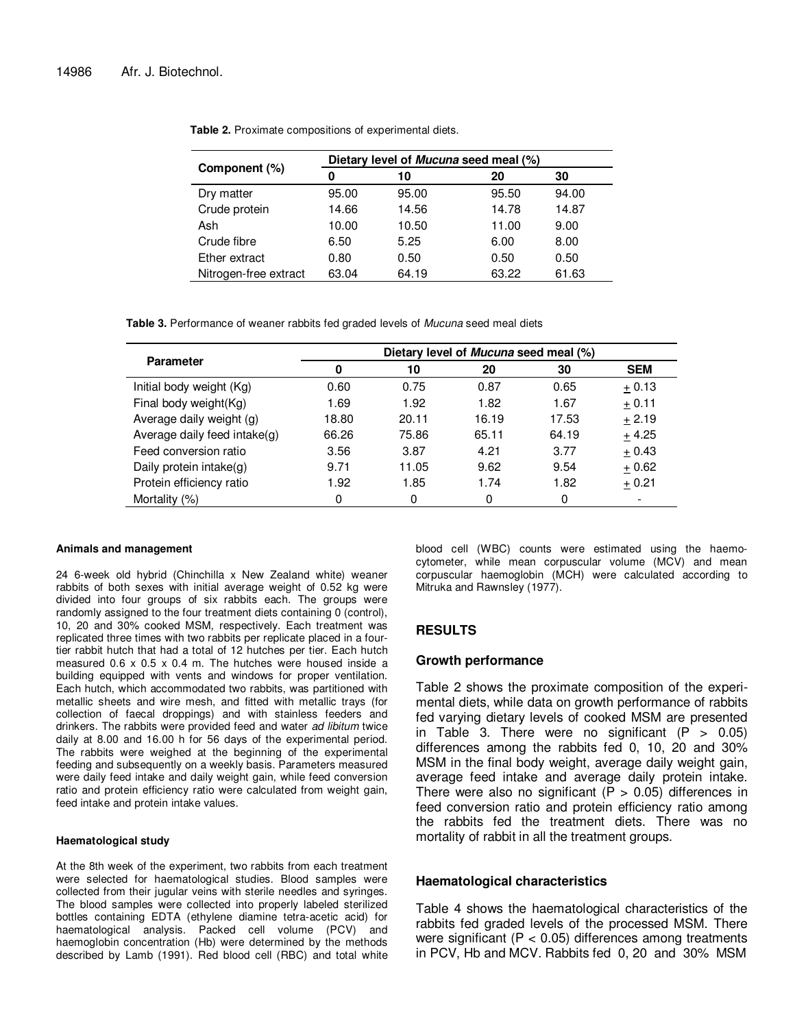**Table 2.** Proximate compositions of experimental diets.

| Component (%) | Dietary level of *Mucuna* seed meal (%) | | | |
|---|---|---|---|---|
| | 0 | 10 | 20 | 30 |
| Dry matter | 95.00 | 95.00 | 95.50 | 94.00 |
| Crude protein | 14.66 | 14.56 | 14.78 | 14.87 |
| Ash | 10.00 | 10.50 | 11.00 | 9.00 |
| Crude fibre | 6.50 | 5.25 | 6.00 | 8.00 |
| Ether extract | 0.80 | 0.50 | 0.50 | 0.50 |
| Nitrogen-free extract | 63.04 | 64.19 | 63.22 | 61.63 |

**Table 3.** Performance of weaner rabbits fed graded levels of *Mucuna* seed meal diets

| Parameter | Dietary level of *Mucuna* seed meal (%) | | | | |
|---|---|---|---|---|---|
| | 0 | 10 | 20 | 30 | SEM |
| Initial body weight (Kg) | 0.60 | 0.75 | 0.87 | 0.65 | $\pm$ 0.13 |
| Final body weight(Kg) | 1.69 | 1.92 | 1.82 | 1.67 | $\pm$ 0.11 |
| Average daily weight (g) | 18.80 | 20.11 | 16.19 | 17.53 | $\pm$ 2.19 |
| Average daily feed intake(g) | 66.26 | 75.86 | 65.11 | 64.19 | $\pm$ 4.25 |
| Feed conversion ratio | 3.56 | 3.87 | 4.21 | 3.77 | $\pm$ 0.43 |
| Daily protein intake(g) | 9.71 | 11.05 | 9.62 | 9.54 | $\pm$ 0.62 |
| Protein efficiency ratio | 1.92 | 1.85 | 1.74 | 1.82 | $\pm$ 0.21 |
| Mortality (%) | 0 | 0 | 0 | 0 | - |

#### Animals and management

24 6-week old hybrid (Chinchilla x New Zealand white) weaner rabbits of both sexes with initial average weight of 0.52 kg were divided into four groups of six rabbits each. The groups were randomly assigned to the four treatment diets containing 0 (control), 10, 20 and 30% cooked MSM, respectively. Each treatment was replicated three times with two rabbits per replicate placed in a four-tier rabbit hutch that had a total of 12 hutches per tier. Each hutch measured 0.6 x 0.5 x 0.4 m. The hutches were housed inside a building equipped with vents and windows for proper ventilation. Each hutch, which accommodated two rabbits, was partitioned with metallic sheets and wire mesh, and fitted with metallic trays (for collection of faecal droppings) and with stainless feeders and drinkers. The rabbits were provided feed and water *ad libitum* twice daily at 8.00 and 16.00 h for 56 days of the experimental period. The rabbits were weighed at the beginning of the experimental feeding and subsequently on a weekly basis. Parameters measured were daily feed intake and daily weight gain, while feed conversion ratio and protein efficiency ratio were calculated from weight gain, feed intake and protein intake values.

#### Haematological study

At the 8th week of the experiment, two rabbits from each treatment were selected for haematological studies. Blood samples were collected from their jugular veins with sterile needles and syringes. The blood samples were collected into properly labeled sterilized bottles containing EDTA (ethylene diamine tetra-acetic acid) for haematological analysis. Packed cell volume (PCV) and haemoglobin concentration (Hb) were determined by the methods described by Lamb (1991). Red blood cell (RBC) and total white blood cell (WBC) counts were estimated using the haemo-cytometer, while mean corpuscular volume (MCV) and mean corpuscular haemoglobin (MCH) were calculated according to Mitruka and Rawnsley (1977).

## RESULTS

### Growth performance

Table 2 shows the proximate composition of the experimental diets, while data on growth performance of rabbits fed varying dietary levels of cooked MSM are presented in Table 3. There were no significant ($P > 0.05$) differences among the rabbits fed 0, 10, 20 and 30% MSM in the final body weight, average daily weight gain, average feed intake and average daily protein intake. There were also no significant ($P > 0.05$) differences in feed conversion ratio and protein efficiency ratio among the rabbits fed the treatment diets. There was no mortality of rabbit in all the treatment groups.

### Haematological characteristics

Table 4 shows the haematological characteristics of the rabbits fed graded levels of the processed MSM. There were significant ($P < 0.05$) differences among treatments in PCV, Hb and MCV. Rabbits fed 0, 20 and 30% MSM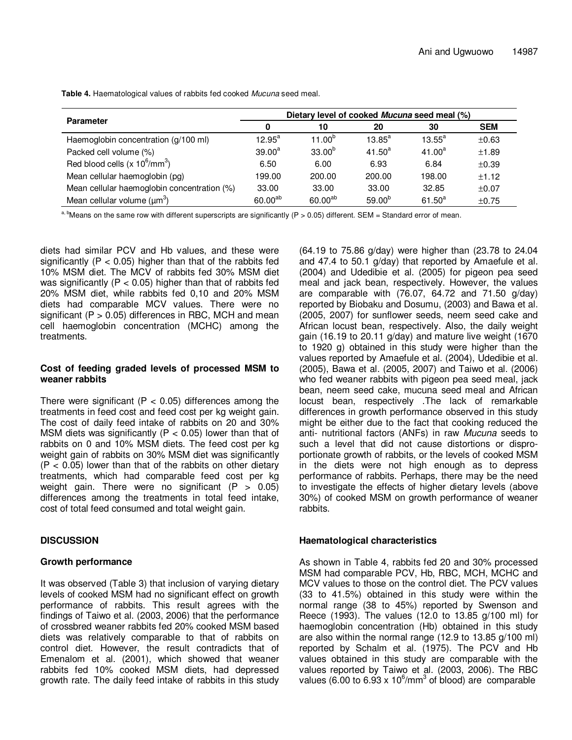**Table 4.** Haematological values of rabbits fed cooked *Mucuna* seed meal.

| Parameter | Dietary level of cooked *Mucuna* seed meal (%) | | | | |
|---|---|---|---|---|---|
| | 0 | 10 | 20 | 30 | SEM |
| Haemoglobin concentration (g/100 ml) | 12.95[a] | 11.00[b] | 13.85[a] | 13.55[a] | ±0.63 |
| Packed cell volume (%) | 39.00[a] | 33.00[b] | 41.50[a] | 41.00[a] | ±1.89 |
| Red blood cells (x $10^6$/mm$^3$) | 6.50 | 6.00 | 6.93 | 6.84 | ±0.39 |
| Mean cellular haemoglobin (pg) | 199.00 | 200.00 | 200.00 | 198.00 | ±1.12 |
| Mean cellular haemoglobin concentration (%) | 33.00 | 33.00 | 33.00 | 32.85 | ±0.07 |
| Mean cellular volume (μm$^3$) | 60.00[ab] | 60.00[ab] | 59.00[b] | 61.50[a] | ±0.75 |

[a, b]Means on the same row with different superscripts are significantly (P > 0.05) different. SEM = Standard error of mean.

diets had similar PCV and Hb values, and these were significantly ($P < 0.05$) higher than that of the rabbits fed 10% MSM diet. The MCV of rabbits fed 30% MSM diet was significantly ($P < 0.05$) higher than that of rabbits fed 20% MSM diet, while rabbits fed 0,10 and 20% MSM diets had comparable MCV values. There were no significant ($P > 0.05$) differences in RBC, MCH and mean cell haemoglobin concentration (MCHC) among the treatments.

### Cost of feeding graded levels of processed MSM to weaner rabbits

There were significant ($P < 0.05$) differences among the treatments in feed cost and feed cost per kg weight gain. The cost of daily feed intake of rabbits on 20 and 30% MSM diets was significantly ($P < 0.05$) lower than that of rabbits on 0 and 10% MSM diets. The feed cost per kg weight gain of rabbits on 30% MSM diet was significantly ($P < 0.05$) lower than that of the rabbits on other dietary treatments, which had comparable feed cost per kg weight gain. There were no significant ($P > 0.05$) differences among the treatments in total feed intake, cost of total feed consumed and total weight gain.

## DISCUSSION

### Growth performance

It was observed (Table 3) that inclusion of varying dietary levels of cooked MSM had no significant effect on growth performance of rabbits. This result agrees with the findings of Taiwo et al. (2003, 2006) that the performance of crossbred weaner rabbits fed 20% cooked MSM based diets was relatively comparable to that of rabbits on control diet. However, the result contradicts that of Emenalom et al. (2001), which showed that weaner rabbits fed 10% cooked MSM diets, had depressed growth rate. The daily feed intake of rabbits in this study (64.19 to 75.86 g/day) were higher than (23.78 to 24.04 and 47.4 to 50.1 g/day) that reported by Amaefule et al. (2004) and Udedibie et al. (2005) for pigeon pea seed meal and jack bean, respectively. However, the values are comparable with (76.07, 64.72 and 71.50 g/day) reported by Biobaku and Dosumu, (2003) and Bawa et al. (2005, 2007) for sunflower seeds, neem seed cake and African locust bean, respectively. Also, the daily weight gain (16.19 to 20.11 g/day) and mature live weight (1670 to 1920 g) obtained in this study were higher than the values reported by Amaefule et al. (2004), Udedibie et al. (2005), Bawa et al. (2005, 2007) and Taiwo et al. (2006) who fed weaner rabbits with pigeon pea seed meal, jack bean, neem seed cake, mucuna seed meal and African locust bean, respectively .The lack of remarkable differences in growth performance observed in this study might be either due to the fact that cooking reduced the anti- nutritional factors (ANFs) in raw *Mucuna* seeds to such a level that did not cause distortions or disproportionate growth of rabbits, or the levels of cooked MSM in the diets were not high enough as to depress performance of rabbits. Perhaps, there may be the need to investigate the effects of higher dietary levels (above 30%) of cooked MSM on growth performance of weaner rabbits.

### Haematological characteristics

As shown in Table 4, rabbits fed 20 and 30% processed MSM had comparable PCV, Hb, RBC, MCH, MCHC and MCV values to those on the control diet. The PCV values (33 to 41.5%) obtained in this study were within the normal range (38 to 45%) reported by Swenson and Reece (1993). The values (12.0 to 13.85 g/100 ml) for haemoglobin concentration (Hb) obtained in this study are also within the normal range (12.9 to 13.85 g/100 ml) reported by Schalm et al. (1975). The PCV and Hb values obtained in this study are comparable with the values reported by Taiwo et al. (2003, 2006). The RBC values (6.00 to 6.93 x $10^6$/mm$^3$ of blood) are comparable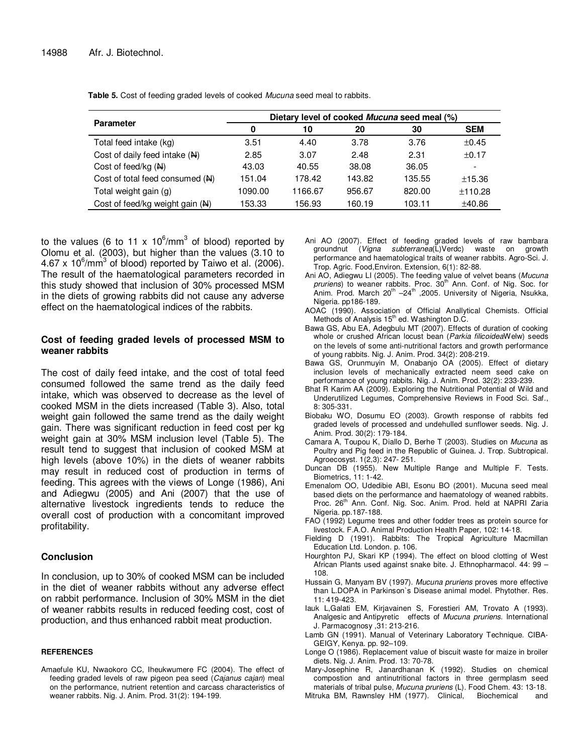**Table 5.** Cost of feeding graded levels of cooked *Mucuna* seed meal to rabbits.

| Parameter | Dietary level of cooked *Mucuna* seed meal (%) | | | | |
|---|---|---|---|---|---|
| | 0 | 10 | 20 | 30 | SEM |
| Total feed intake (kg) | 3.51 | 4.40 | 3.78 | 3.76 | ±0.45 |
| Cost of daily feed intake (₦) | 2.85 | 3.07 | 2.48 | 2.31 | ±0.17 |
| Cost of feed/kg (₦) | 43.03 | 40.55 | 38.08 | 36.05 | - |
| Cost of total feed consumed (₦) | 151.04 | 178.42 | 143.82 | 135.55 | ±15.36 |
| Total weight gain (g) | 1090.00 | 1166.67 | 956.67 | 820.00 | ±110.28 |
| Cost of feed/kg weight gain (₦) | 153.33 | 156.93 | 160.19 | 103.11 | ±40.86 |

to the values (6 to 11 x $10^6$/mm$^3$ of blood) reported by Olomu et al. (2003), but higher than the values (3.10 to 4.67 x $10^6$/mm$^3$ of blood) reported by Taiwo et al. (2006). The result of the haematological parameters recorded in this study showed that inclusion of 30% processed MSM in the diets of growing rabbits did not cause any adverse effect on the haematological indices of the rabbits.

### Cost of feeding graded levels of processed MSM to weaner rabbits

The cost of daily feed intake, and the cost of total feed consumed followed the same trend as the daily feed intake, which was observed to decrease as the level of cooked MSM in the diets increased (Table 3). Also, total weight gain followed the same trend as the daily weight gain. There was significant reduction in feed cost per kg weight gain at 30% MSM inclusion level (Table 5). The result tend to suggest that inclusion of cooked MSM at high levels (above 10%) in the diets of weaner rabbits may result in reduced cost of production in terms of feeding. This agrees with the views of Longe (1986), Ani and Adiegwu (2005) and Ani (2007) that the use of alternative livestock ingredients tends to reduce the overall cost of production with a concomitant improved profitability.

## Conclusion

In conclusion, up to 30% of cooked MSM can be included in the diet of weaner rabbits without any adverse effect on rabbit performance. Inclusion of 30% MSM in the diet of weaner rabbits results in reduced feeding cost, cost of production, and thus enhanced rabbit meat production.

## REFERENCES

Amaefule KU, Nwaokoro CC, Iheukwumere FC (2004). The effect of feeding graded levels of raw pigeon pea seed (*Cajanus cajan*) meal on the performance, nutrient retention and carcass characteristics of weaner rabbits. Nig. J. Anim. Prod. 31(2): 194-199.

Ani AO (2007). Effect of feeding graded levels of raw bambara groundnut (*Vigna subterranea*(L)Verdc) waste on growth performance and haematological traits of weaner rabbits. Agro-Sci. J. Trop. Agric. Food,Environ. Extension, 6(1): 82-88.

Ani AO, Adiegwu LI (2005). The feeding value of velvet beans (*Mucuna pruriens*) to weaner rabbits. Proc. 30th Ann. Conf. of Nig. Soc. for Anim. Prod. March 20th –24th ,2005. University of Nigeria, Nsukka, Nigeria. pp186-189.

AOAC (1990). Association of Official Anallytical Chemists. Official Methods of Analysis 15th ed. Washington D.C.

Bawa GS, Abu EA, Adegbulu MT (2007). Effects of duration of cooking whole or crushed African locust bean (*Parkia filicoidea*Welw) seeds on the levels of some anti-nutritional factors and growth performance of young rabbits. Nig. J. Anim. Prod. 34(2): 208-219.

Bawa GS, Orunmuyin M, Onabanjo OA (2005). Effect of dietary inclusion levels of mechanically extracted neem seed cake on performance of young rabbits. Nig. J. Anim. Prod. 32(2): 233-239.

Bhat R Karim AA (2009). Exploring the Nutritional Potential of Wild and Underutilized Legumes, Comprehensive Reviews in Food Sci. Saf., 8: 305-331.

Biobaku WO, Dosumu EO (2003). Growth response of rabbits fed graded levels of processed and undehulled sunflower seeds. Nig. J. Anim. Prod. 30(2): 179-184.

Camara A, Toupou K, Diallo D, Berhe T (2003). Studies on *Mucuna* as Poultry and Pig feed in the Republic of Guinea. J. Trop. Subtropical. Agroecosyst. 1(2,3): 247- 251.

Duncan DB (1955). New Multiple Range and Multiple F. Tests. Biometrics, 11: 1-42.

Emenalom OO, Udedibie ABI, Esonu BO (2001). Mucuna seed meal based diets on the performance and haematology of weaned rabbits. Proc. 26th Ann. Conf. Nig. Soc. Anim. Prod. held at NAPRI Zaria Nigeria. pp.187-188.

FAO (1992) Legume trees and other fodder trees as protein source for livestock. F.A.O. Animal Production Health Paper, 102: 14-18.

Fielding D (1991). Rabbits: The Tropical Agriculture Macmillan Education Ltd. London. p. 106.

Hourghton PJ, Skari KP (1994). The effect on blood clotting of West African Plants used against snake bite. J. Ethnopharmacol. 44: 99 – 108.

Hussain G, Manyam BV (1997). *Mucuna pruriens* proves more effective than L.DOPA in Parkinson`s Disease animal model. Phytother. Res. 11: 419-423.

Iauk L,Galati EM, Kirjavainen S, Forestieri AM, Trovato A (1993). Analgesic and Antipyretic effects of *Mucuna pruriens*. International J. Parmacognosy ,31: 213-216.

Lamb GN (1991). Manual of Veterinary Laboratory Technique. CIBA-GEIGY, Kenya. pp. 92–109.

Longe O (1986). Replacement value of biscuit waste for maize in broiler diets. Nig. J. Anim. Prod. 13: 70-78.

Mary-Josephine R, Janardhanan K (1992). Studies on chemical compostion and antinutritional factors in three germplasm seed materials of tribal pulse, *Mucuna pruriens* (L). Food Chem. 43: 13-18.

Mitruka BM, Rawnsley HM (1977). Clinical, Biochemical and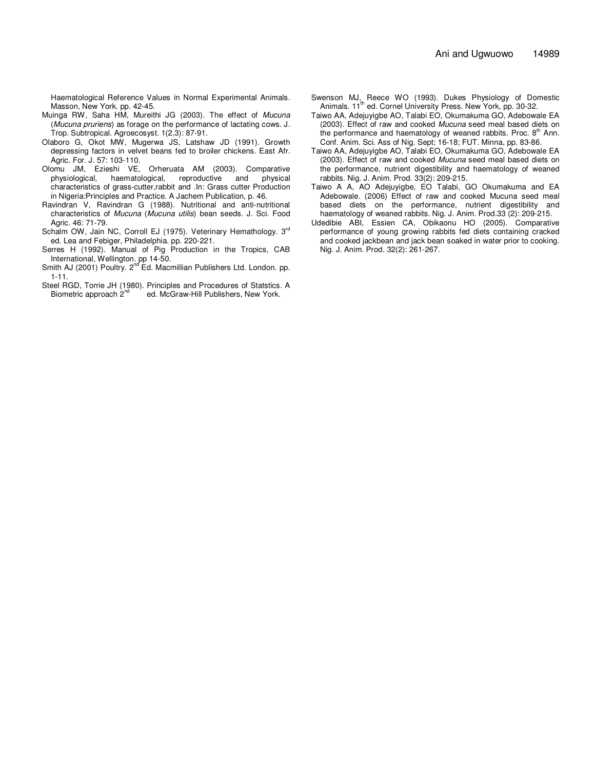Haematological Reference Values in Normal Experimental Animals. Masson, New York. pp. 42-45.

Muinga RW, Saha HM, Mureithi JG (2003). The effect of *Mucuna* (*Mucuna pruriens*) as forage on the performance of lactating cows. J. Trop. Subtropical. Agroecosyst. 1(2,3): 87-91.

Olaboro G, Okot MW, Mugerwa JS, Latshaw JD (1991). Growth depressing factors in velvet beans fed to broiler chickens. East Afr. Agric. For. J. 57: 103-110.

Olomu JM, Ezieshi VE, Orheruata AM (2003). Comparative physiological, haematological, reproductive and physical characteristics of grass-cutter,rabbit and .In: Grass cutter Production in Nigeria:Principles and Practice. A Jachem Publication, p. 46.

Ravindran V, Ravindran G (1988). Nutritional and anti-nutritional characteristics of *Mucuna* (*Mucuna utilis*) bean seeds. J. Sci. Food Agric. 46: 71-79.

Schalm OW, Jain NC, Coroll EJ (1975). Veterinary Hemathology. 3rd ed. Lea and Febiger, Philadelphia. pp. 220-221.

Serres H (1992). Manual of Pig Production in the Tropics, CAB International, Wellington. pp 14-50.

Smith AJ (2001) Poultry. 2nd Ed. Macmillian Publishers Ltd. London. pp. 1-11.

Steel RGD, Torrie JH (1980). Principles and Procedures of Statstics. A Biometric approach 2nd ed. McGraw-Hill Publishers, New York.

Swenson MJ, Reece WO (1993). Dukes Physiology of Domestic Animals. 11th ed. Cornel University Press. New York, pp. 30-32.

Taiwo AA, Adejuyigbe AO, Talabi EO, Okumakuma GO, Adebowale EA (2003). Effect of raw and cooked *Mucuna* seed meal based diets on the performance and haematology of weaned rabbits. Proc. 8th Ann. Conf. Anim. Sci. Ass of Nig. Sept; 16-18; FUT. Minna, pp. 83-86.

Taiwo AA, Adejuyigbe AO, Talabi EO, Okumakuma GO, Adebowale EA (2003). Effect of raw and cooked *Mucuna* seed meal based diets on the performance, nutrient digestibility and haematology of weaned rabbits. Nig. J. Anim. Prod. 33(2): 209-215.

Taiwo A A, AO Adejuyigbe, EO Talabi, GO Okumakuma and EA Adebowale. (2006) Effect of raw and cooked Mucuna seed meal based diets on the performance, nutrient digestibility and haematology of weaned rabbits. Nig. J. Anim. Prod.33 (2): 209-215.

Udedibie ABI, Essien CA, Obikaonu HO (2005). Comparative performance of young growing rabbits fed diets containing cracked and cooked jackbean and jack bean soaked in water prior to cooking. Nig. J. Anim. Prod. 32(2): 261-267.